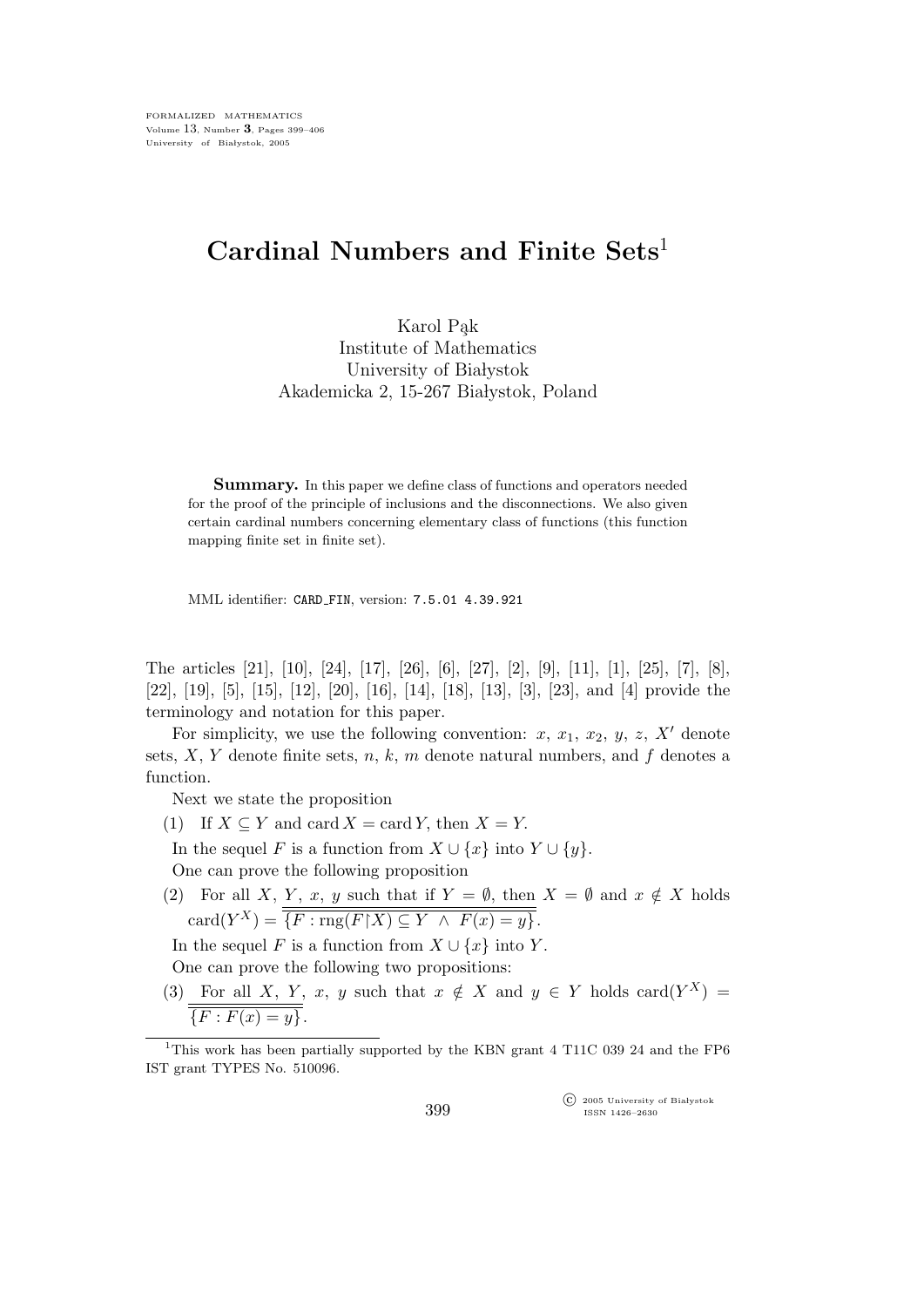# Cardinal Numbers and Finite Sets[1]

Karol Pąk
Institute of Mathematics
University of Białystok
Akademicka 2, 15-267 Białystok, Poland

**Summary.** In this paper we define class of functions and operators needed for the proof of the principle of inclusions and the disconnections. We also given certain cardinal numbers concerning elementary class of functions (this function mapping finite set in finite set).

MML identifier: CARD_FIN, version: 7.5.01 4.39.921

The articles [21], [10], [24], [17], [26], [6], [27], [2], [9], [11], [1], [25], [7], [8], [22], [19], [5], [15], [12], [20], [16], [14], [18], [13], [3], [23], and [4] provide the terminology and notation for this paper.

For simplicity, we use the following convention: $x$, $x_1$, $x_2$, $y$, $z$, $X'$ denote sets, $X$, $Y$ denote finite sets, $n$, $k$, $m$ denote natural numbers, and $f$ denotes a function.

Next we state the proposition

(1) If $X \subseteq Y$ and $\operatorname{card} X = \operatorname{card} Y$, then $X = Y$.

In the sequel $F$ is a function from $X \cup \{x\}$ into $Y \cup \{y\}$.

One can prove the following proposition

(2) For all $X$, $Y$, $x$, $y$ such that if $Y = \emptyset$, then $X = \emptyset$ and $x \notin X$ holds $\operatorname{card}(Y^X) = \overline{\overline{\{F : \operatorname{rng}(F \restriction X) \subseteq Y \ \wedge \ F(x) = y\}}}$.

In the sequel $F$ is a function from $X \cup \{x\}$ into $Y$.

One can prove the following two propositions:

(3) For all $X$, $Y$, $x$, $y$ such that $x \notin X$ and $y \in Y$ holds $\operatorname{card}(Y^X) = \overline{\overline{\{F : F(x) = y\}}}$.

[1] This work has been partially supported by the KBN grant 4 T11C 039 24 and the FP6 IST grant TYPES No. 510096.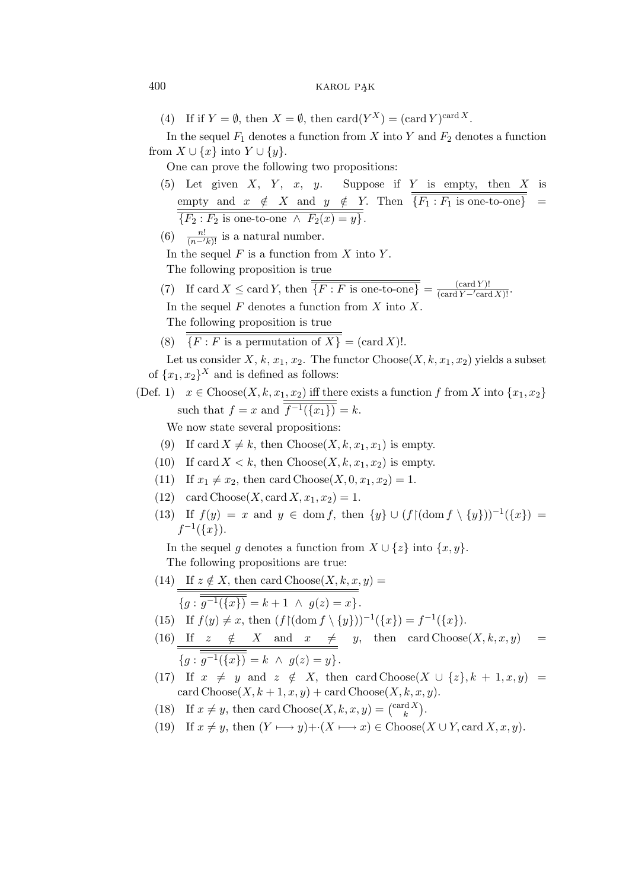(4) If if $Y = \emptyset$, then $X = \emptyset$, then $\operatorname{card}(Y^X) = (\operatorname{card} Y)^{\operatorname{card} X}$.

In the sequel $F_1$ denotes a function from $X$ into $Y$ and $F_2$ denotes a function from $X \cup \{x\}$ into $Y \cup \{y\}$.

One can prove the following two propositions:

(5) Let given $X$, $Y$, $x$, $y$. Suppose if $Y$ is empty, then $X$ is empty and $x \notin X$ and $y \notin Y$. Then $\overline{\overline{\{F_1 : F_1 \text{ is one-to-one}\}}} = \overline{\overline{\{F_2 : F_2 \text{ is one-to-one} \wedge F_2(x) = y\}}}$.

(6) $\frac{n!}{(n -' k)!}$ is a natural number.

In the sequel $F$ is a function from $X$ into $Y$.

The following proposition is true

(7) If $\operatorname{card} X \leq \operatorname{card} Y$, then $\overline{\overline{\{F : F \text{ is one-to-one}\}}} = \frac{(\operatorname{card} Y)!}{(\operatorname{card} Y -' \operatorname{card} X)!}$.

In the sequel $F$ denotes a function from $X$ into $X$.

The following proposition is true

(8) $\overline{\overline{\{F : F \text{ is a permutation of } X\}}} = (\operatorname{card} X)!$.

Let us consider $X$, $k$, $x_1$, $x_2$. The functor $\operatorname{Choose}(X, k, x_1, x_2)$ yields a subset of $\{x_1, x_2\}^X$ and is defined as follows:

(Def. 1) $x \in \operatorname{Choose}(X, k, x_1, x_2)$ iff there exists a function $f$ from $X$ into $\{x_1, x_2\}$ such that $f = x$ and $\overline{\overline{f^{-1}(\{x_1\})}} = k$.

We now state several propositions:

(9) If $\operatorname{card} X \neq k$, then $\operatorname{Choose}(X, k, x_1, x_1)$ is empty.

(10) If $\operatorname{card} X < k$, then $\operatorname{Choose}(X, k, x_1, x_2)$ is empty.

(11) If $x_1 \neq x_2$, then $\operatorname{card} \operatorname{Choose}(X, 0, x_1, x_2) = 1$.

(12) $\operatorname{card} \operatorname{Choose}(X, \operatorname{card} X, x_1, x_2) = 1$.

(13) If $f(y) = x$ and $y \in \operatorname{dom} f$, then $\{y\} \cup (f{\restriction}(\operatorname{dom} f \setminus \{y\}))^{-1}(\{x\}) = f^{-1}(\{x\})$.

In the sequel $g$ denotes a function from $X \cup \{z\}$ into $\{x, y\}$.

The following propositions are true:

(14) If $z \notin X$, then $\operatorname{card} \operatorname{Choose}(X, k, x, y) = \overline{\overline{\{g : \overline{\overline{g^{-1}(\{x\})}} = k + 1 \wedge g(z) = x\}}}$.

(15) If $f(y) \neq x$, then $(f{\restriction}(\operatorname{dom} f \setminus \{y\}))^{-1}(\{x\}) = f^{-1}(\{x\})$.

(16) If $z \notin X$ and $x \neq y$, then $\operatorname{card} \operatorname{Choose}(X, k, x, y) = \overline{\overline{\{g : \overline{\overline{g^{-1}(\{x\})}} = k \wedge g(z) = y\}}}$.

(17) If $x \neq y$ and $z \notin X$, then $\operatorname{card} \operatorname{Choose}(X \cup \{z\}, k + 1, x, y) = \operatorname{card} \operatorname{Choose}(X, k + 1, x, y) + \operatorname{card} \operatorname{Choose}(X, k, x, y)$.

(18) If $x \neq y$, then $\operatorname{card} \operatorname{Choose}(X, k, x, y) = \binom{\operatorname{card} X}{k}$.

(19) If $x \neq y$, then $(Y \longmapsto y) {+\cdot} (X \longmapsto x) \in \operatorname{Choose}(X \cup Y, \operatorname{card} X, x, y)$.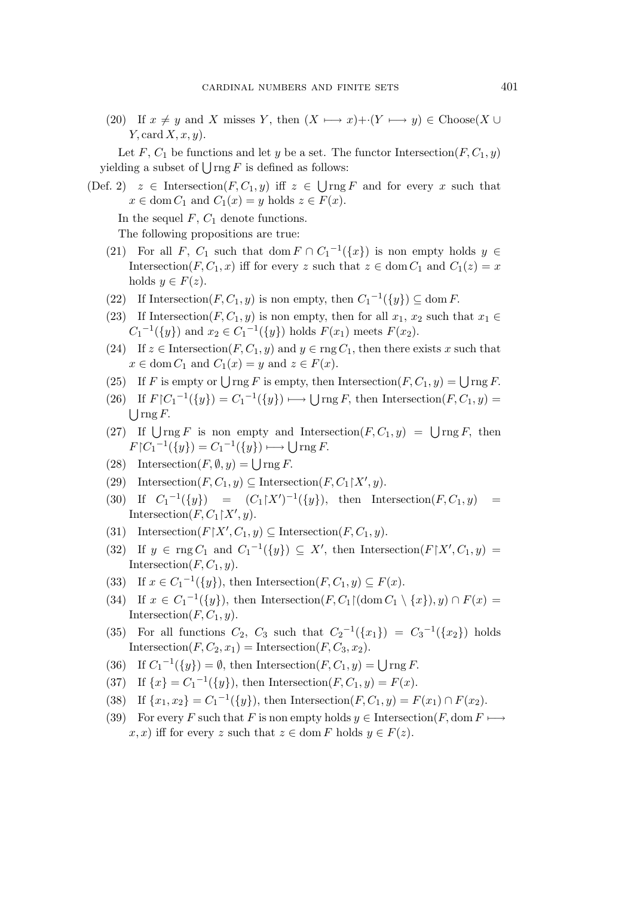(20) If $x \neq y$ and $X$ misses $Y$, then $(X \longmapsto x) {+\cdot} (Y \longmapsto y) \in \mathrm{Choose}(X \cup Y, \mathrm{card}\, X, x, y)$.

Let $F$, $C_1$ be functions and let $y$ be a set. The functor $\mathrm{Intersection}(F, C_1, y)$ yielding a subset of $\bigcup \mathrm{rng}\, F$ is defined as follows:

(Def. 2) $z \in \mathrm{Intersection}(F, C_1, y)$ iff $z \in \bigcup \mathrm{rng}\, F$ and for every $x$ such that $x \in \mathrm{dom}\, C_1$ and $C_1(x) = y$ holds $z \in F(x)$.

In the sequel $F$, $C_1$ denote functions.

The following propositions are true:

(21) For all $F$, $C_1$ such that $\mathrm{dom}\, F \cap {C_1}^{-1}(\{x\})$ is non empty holds $y \in \mathrm{Intersection}(F, C_1, x)$ iff for every $z$ such that $z \in \mathrm{dom}\, C_1$ and $C_1(z) = x$ holds $y \in F(z)$.

(22) If $\mathrm{Intersection}(F, C_1, y)$ is non empty, then ${C_1}^{-1}(\{y\}) \subseteq \mathrm{dom}\, F$.

(23) If $\mathrm{Intersection}(F, C_1, y)$ is non empty, then for all $x_1$, $x_2$ such that $x_1 \in {C_1}^{-1}(\{y\})$ and $x_2 \in {C_1}^{-1}(\{y\})$ holds $F(x_1)$ meets $F(x_2)$.

(24) If $z \in \mathrm{Intersection}(F, C_1, y)$ and $y \in \mathrm{rng}\, C_1$, then there exists $x$ such that $x \in \mathrm{dom}\, C_1$ and $C_1(x) = y$ and $z \in F(x)$.

(25) If $F$ is empty or $\bigcup \mathrm{rng}\, F$ is empty, then $\mathrm{Intersection}(F, C_1, y) = \bigcup \mathrm{rng}\, F$.

(26) If $F \restriction {C_1}^{-1}(\{y\}) = {C_1}^{-1}(\{y\}) \longmapsto \bigcup \mathrm{rng}\, F$, then $\mathrm{Intersection}(F, C_1, y) = \bigcup \mathrm{rng}\, F$.

(27) If $\bigcup \mathrm{rng}\, F$ is non empty and $\mathrm{Intersection}(F, C_1, y) = \bigcup \mathrm{rng}\, F$, then $F \restriction {C_1}^{-1}(\{y\}) = {C_1}^{-1}(\{y\}) \longmapsto \bigcup \mathrm{rng}\, F$.

(28) $\mathrm{Intersection}(F, \emptyset, y) = \bigcup \mathrm{rng}\, F$.

(29) $\mathrm{Intersection}(F, C_1, y) \subseteq \mathrm{Intersection}(F, C_1 \restriction X', y)$.

(30) If ${C_1}^{-1}(\{y\}) = (C_1 \restriction X')^{-1}(\{y\})$, then $\mathrm{Intersection}(F, C_1, y) = \mathrm{Intersection}(F, C_1 \restriction X', y)$.

(31) $\mathrm{Intersection}(F \restriction X', C_1, y) \subseteq \mathrm{Intersection}(F, C_1, y)$.

(32) If $y \in \mathrm{rng}\, C_1$ and ${C_1}^{-1}(\{y\}) \subseteq X'$, then $\mathrm{Intersection}(F \restriction X', C_1, y) = \mathrm{Intersection}(F, C_1, y)$.

(33) If $x \in {C_1}^{-1}(\{y\})$, then $\mathrm{Intersection}(F, C_1, y) \subseteq F(x)$.

(34) If $x \in {C_1}^{-1}(\{y\})$, then $\mathrm{Intersection}(F, C_1 \restriction (\mathrm{dom}\, C_1 \setminus \{x\}), y) \cap F(x) = \mathrm{Intersection}(F, C_1, y)$.

(35) For all functions $C_2$, $C_3$ such that ${C_2}^{-1}(\{x_1\}) = {C_3}^{-1}(\{x_2\})$ holds $\mathrm{Intersection}(F, C_2, x_1) = \mathrm{Intersection}(F, C_3, x_2)$.

(36) If ${C_1}^{-1}(\{y\}) = \emptyset$, then $\mathrm{Intersection}(F, C_1, y) = \bigcup \mathrm{rng}\, F$.

(37) If $\{x\} = {C_1}^{-1}(\{y\})$, then $\mathrm{Intersection}(F, C_1, y) = F(x)$.

(38) If $\{x_1, x_2\} = {C_1}^{-1}(\{y\})$, then $\mathrm{Intersection}(F, C_1, y) = F(x_1) \cap F(x_2)$.

(39) For every $F$ such that $F$ is non empty holds $y \in \mathrm{Intersection}(F, \mathrm{dom}\, F \longmapsto x, x)$ iff for every $z$ such that $z \in \mathrm{dom}\, F$ holds $y \in F(z)$.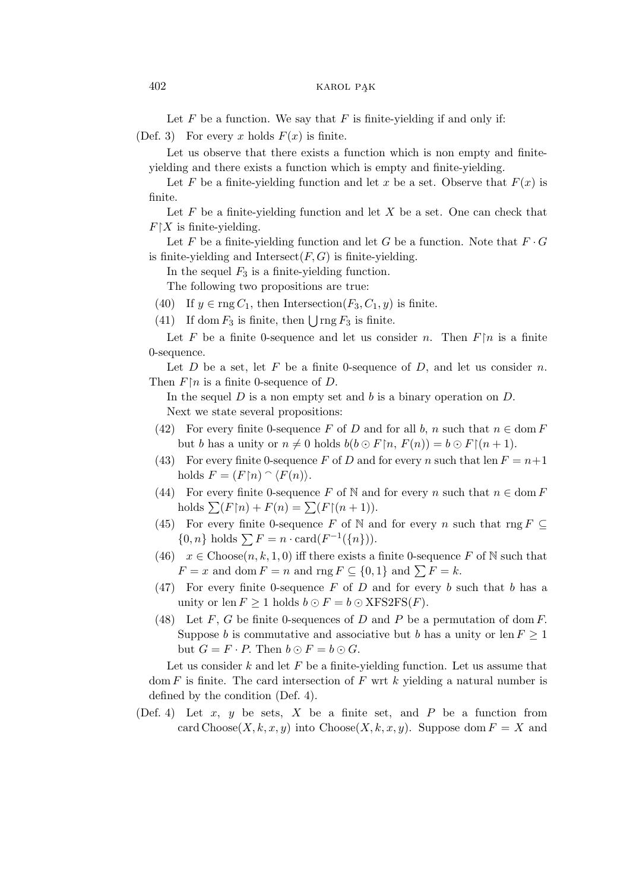Let $F$ be a function. We say that $F$ is finite-yielding if and only if:

(Def. 3) For every $x$ holds $F(x)$ is finite.

Let us observe that there exists a function which is non empty and finite-yielding and there exists a function which is empty and finite-yielding.

Let $F$ be a finite-yielding function and let $x$ be a set. Observe that $F(x)$ is finite.

Let $F$ be a finite-yielding function and let $X$ be a set. One can check that $F{\restriction}X$ is finite-yielding.

Let $F$ be a finite-yielding function and let $G$ be a function. Note that $F \cdot G$ is finite-yielding and $\mathrm{Intersect}(F, G)$ is finite-yielding.

In the sequel $F_3$ is a finite-yielding function.

The following two propositions are true:

(40) If $y \in \mathrm{rng}\, C_1$, then $\mathrm{Intersection}(F_3, C_1, y)$ is finite.

(41) If $\mathrm{dom}\, F_3$ is finite, then $\bigcup \mathrm{rng}\, F_3$ is finite.

Let $F$ be a finite 0-sequence and let us consider $n$. Then $F{\restriction}n$ is a finite 0-sequence.

Let $D$ be a set, let $F$ be a finite 0-sequence of $D$, and let us consider $n$. Then $F{\restriction}n$ is a finite 0-sequence of $D$.

In the sequel $D$ is a non empty set and $b$ is a binary operation on $D$.

Next we state several propositions:

(42) For every finite 0-sequence $F$ of $D$ and for all $b$, $n$ such that $n \in \mathrm{dom}\, F$ but $b$ has a unity or $n \neq 0$ holds $b(b \odot F{\restriction}n,\ F(n)) = b \odot F{\restriction}(n + 1)$.

(43) For every finite 0-sequence $F$ of $D$ and for every $n$ such that $\mathrm{len}\, F = n+1$ holds $F = (F{\restriction}n) \mathbin{^\frown} \langle F(n) \rangle$.

(44) For every finite 0-sequence $F$ of $\mathbb{N}$ and for every $n$ such that $n \in \mathrm{dom}\, F$ holds $\sum(F{\restriction}n) + F(n) = \sum(F{\restriction}(n + 1))$.

(45) For every finite 0-sequence $F$ of $\mathbb{N}$ and for every $n$ such that $\mathrm{rng}\, F \subseteq \{0, n\}$ holds $\sum F = n \cdot \mathrm{card}(F^{-1}(\{n\}))$.

(46) $x \in \mathrm{Choose}(n, k, 1, 0)$ iff there exists a finite 0-sequence $F$ of $\mathbb{N}$ such that $F = x$ and $\mathrm{dom}\, F = n$ and $\mathrm{rng}\, F \subseteq \{0, 1\}$ and $\sum F = k$.

(47) For every finite 0-sequence $F$ of $D$ and for every $b$ such that $b$ has a unity or $\mathrm{len}\, F \geq 1$ holds $b \odot F = b \odot \mathrm{XFS2FS}(F)$.

(48) Let $F$, $G$ be finite 0-sequences of $D$ and $P$ be a permutation of $\mathrm{dom}\, F$. Suppose $b$ is commutative and associative but $b$ has a unity or $\mathrm{len}\, F \geq 1$ but $G = F \cdot P$. Then $b \odot F = b \odot G$.

Let us consider $k$ and let $F$ be a finite-yielding function. Let us assume that $\mathrm{dom}\, F$ is finite. The card intersection of $F$ wrt $k$ yielding a natural number is defined by the condition (Def. 4).

(Def. 4) Let $x$, $y$ be sets, $X$ be a finite set, and $P$ be a function from $\mathrm{card}\, \mathrm{Choose}(X, k, x, y)$ into $\mathrm{Choose}(X, k, x, y)$. Suppose $\mathrm{dom}\, F = X$ and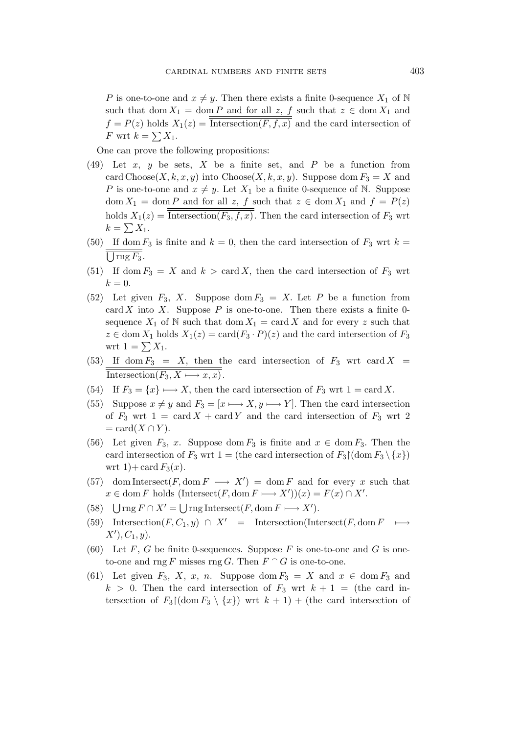$P$ is one-to-one and $x \neq y$. Then there exists a finite 0-sequence $X_1$ of $\mathbb{N}$ such that $\operatorname{dom} X_1 = \operatorname{dom} P$ and for all $z$, $f$ such that $z \in \operatorname{dom} X_1$ and $f = P(z)$ holds $X_1(z) = \overline{\overline{\operatorname{Intersection}(F, f, x)}}$ and the card intersection of $F$ wrt $k = \sum X_1$.

One can prove the following propositions:

(49) Let $x$, $y$ be sets, $X$ be a finite set, and $P$ be a function from $\operatorname{card} \operatorname{Choose}(X, k, x, y)$ into $\operatorname{Choose}(X, k, x, y)$. Suppose $\operatorname{dom} F_3 = X$ and $P$ is one-to-one and $x \neq y$. Let $X_1$ be a finite 0-sequence of $\mathbb{N}$. Suppose $\operatorname{dom} X_1 = \operatorname{dom} P$ and for all $z$, $f$ such that $z \in \operatorname{dom} X_1$ and $f = P(z)$ holds $X_1(z) = \overline{\overline{\operatorname{Intersection}(F_3, f, x)}}$. Then the card intersection of $F_3$ wrt $k = \sum X_1$.

(50) If $\operatorname{dom} F_3$ is finite and $k = 0$, then the card intersection of $F_3$ wrt $k = \overline{\overline{\bigcup \operatorname{rng} F_3}}$.

(51) If $\operatorname{dom} F_3 = X$ and $k > \operatorname{card} X$, then the card intersection of $F_3$ wrt $k = 0$.

(52) Let given $F_3$, $X$. Suppose $\operatorname{dom} F_3 = X$. Let $P$ be a function from $\operatorname{card} X$ into $X$. Suppose $P$ is one-to-one. Then there exists a finite 0-sequence $X_1$ of $\mathbb{N}$ such that $\operatorname{dom} X_1 = \operatorname{card} X$ and for every $z$ such that $z \in \operatorname{dom} X_1$ holds $X_1(z) = \operatorname{card}(F_3 \cdot P)(z)$ and the card intersection of $F_3$ wrt $1 = \sum X_1$.

(53) If $\operatorname{dom} F_3 = X$, then the card intersection of $F_3$ wrt $\operatorname{card} X = \overline{\overline{\operatorname{Intersection}(F_3, X \longmapsto x, x)}}$.

(54) If $F_3 = \{x\} \longmapsto X$, then the card intersection of $F_3$ wrt $1 = \operatorname{card} X$.

(55) Suppose $x \neq y$ and $F_3 = [x \longmapsto X, y \longmapsto Y]$. Then the card intersection of $F_3$ wrt $1 = \operatorname{card} X + \operatorname{card} Y$ and the card intersection of $F_3$ wrt $2 = \operatorname{card}(X \cap Y)$.

(56) Let given $F_3$, $x$. Suppose $\operatorname{dom} F_3$ is finite and $x \in \operatorname{dom} F_3$. Then the card intersection of $F_3$ wrt $1 =$ (the card intersection of $F_3 \restriction (\operatorname{dom} F_3 \setminus \{x\})$ wrt $1) + \operatorname{card} F_3(x)$.

(57) $\operatorname{dom} \operatorname{Intersect}(F, \operatorname{dom} F \longmapsto X') = \operatorname{dom} F$ and for every $x$ such that $x \in \operatorname{dom} F$ holds $(\operatorname{Intersect}(F, \operatorname{dom} F \longmapsto X'))(x) = F(x) \cap X'$.

(58) $\bigcup \operatorname{rng} F \cap X' = \bigcup \operatorname{rng} \operatorname{Intersect}(F, \operatorname{dom} F \longmapsto X')$.

(59) $\operatorname{Intersection}(F, C_1, y) \cap X' = \operatorname{Intersection}(\operatorname{Intersect}(F, \operatorname{dom} F \longmapsto X'), C_1, y)$.

(60) Let $F$, $G$ be finite 0-sequences. Suppose $F$ is one-to-one and $G$ is one-to-one and $\operatorname{rng} F$ misses $\operatorname{rng} G$. Then $F ^\frown G$ is one-to-one.

(61) Let given $F_3$, $X$, $x$, $n$. Suppose $\operatorname{dom} F_3 = X$ and $x \in \operatorname{dom} F_3$ and $k > 0$. Then the card intersection of $F_3$ wrt $k + 1 =$ (the card intersection of $F_3 \restriction (\operatorname{dom} F_3 \setminus \{x\})$ wrt $k + 1$) + (the card intersection of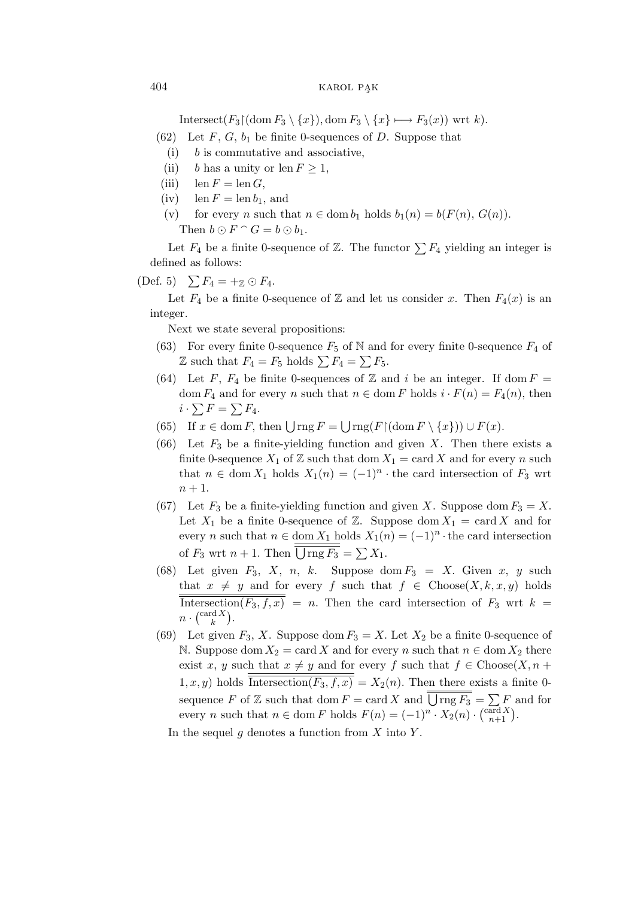Intersect($F_3 \restriction (\operatorname{dom} F_3 \setminus \{x\}), \operatorname{dom} F_3 \setminus \{x\} \longmapsto F_3(x))$ wrt $k$).

(62) Let $F$, $G$, $b_1$ be finite 0-sequences of $D$. Suppose that

- (i) $b$ is commutative and associative,
- (ii) $b$ has a unity or $\operatorname{len} F \geq 1$,
- (iii) $\operatorname{len} F = \operatorname{len} G$,
- (iv) $\operatorname{len} F = \operatorname{len} b_1$, and
- (v) for every $n$ such that $n \in \operatorname{dom} b_1$ holds $b_1(n) = b(F(n), G(n))$.

Then $b \odot F \mathbin{^\frown} G = b \odot b_1$.

Let $F_4$ be a finite 0-sequence of $\mathbb{Z}$. The functor $\sum F_4$ yielding an integer is defined as follows:

(Def. 5) $\sum F_4 = +_{\mathbb{Z}} \odot F_4$.

Let $F_4$ be a finite 0-sequence of $\mathbb{Z}$ and let us consider $x$. Then $F_4(x)$ is an integer.

Next we state several propositions:

(63) For every finite 0-sequence $F_5$ of $\mathbb{N}$ and for every finite 0-sequence $F_4$ of $\mathbb{Z}$ such that $F_4 = F_5$ holds $\sum F_4 = \sum F_5$.

(64) Let $F$, $F_4$ be finite 0-sequences of $\mathbb{Z}$ and $i$ be an integer. If $\operatorname{dom} F = \operatorname{dom} F_4$ and for every $n$ such that $n \in \operatorname{dom} F$ holds $i \cdot F(n) = F_4(n)$, then $i \cdot \sum F = \sum F_4$.

(65) If $x \in \operatorname{dom} F$, then $\bigcup \operatorname{rng} F = \bigcup \operatorname{rng}(F \restriction (\operatorname{dom} F \setminus \{x\})) \cup F(x)$.

(66) Let $F_3$ be a finite-yielding function and given $X$. Then there exists a finite 0-sequence $X_1$ of $\mathbb{Z}$ such that $\operatorname{dom} X_1 = \operatorname{card} X$ and for every $n$ such that $n \in \operatorname{dom} X_1$ holds $X_1(n) = (-1)^n \cdot$ the card intersection of $F_3$ wrt $n+1$.

(67) Let $F_3$ be a finite-yielding function and given $X$. Suppose $\operatorname{dom} F_3 = X$. Let $X_1$ be a finite 0-sequence of $\mathbb{Z}$. Suppose $\operatorname{dom} X_1 = \operatorname{card} X$ and for every $n$ such that $n \in \operatorname{dom} X_1$ holds $X_1(n) = (-1)^n \cdot$ the card intersection of $F_3$ wrt $n+1$. Then $\overline{\overline{\bigcup \operatorname{rng} F_3}} = \sum X_1$.

(68) Let given $F_3$, $X$, $n$, $k$. Suppose $\operatorname{dom} F_3 = X$. Given $x$, $y$ such that $x \neq y$ and for every $f$ such that $f \in \operatorname{Choose}(X, k, x, y)$ holds $\overline{\overline{\operatorname{Intersection}(F_3, f, x)}} = n$. Then the card intersection of $F_3$ wrt $k = n \cdot \binom{\operatorname{card} X}{k}$.

(69) Let given $F_3$, $X$. Suppose $\operatorname{dom} F_3 = X$. Let $X_2$ be a finite 0-sequence of $\mathbb{N}$. Suppose $\operatorname{dom} X_2 = \operatorname{card} X$ and for every $n$ such that $n \in \operatorname{dom} X_2$ there exist $x$, $y$ such that $x \neq y$ and for every $f$ such that $f \in \operatorname{Choose}(X, n+1, x, y)$ holds $\overline{\overline{\operatorname{Intersection}(F_3, f, x)}} = X_2(n)$. Then there exists a finite 0-sequence $F$ of $\mathbb{Z}$ such that $\operatorname{dom} F = \operatorname{card} X$ and $\overline{\overline{\bigcup \operatorname{rng} F_3}} = \sum F$ and for every $n$ such that $n \in \operatorname{dom} F$ holds $F(n) = (-1)^n \cdot X_2(n) \cdot \binom{\operatorname{card} X}{n+1}$.

In the sequel $g$ denotes a function from $X$ into $Y$.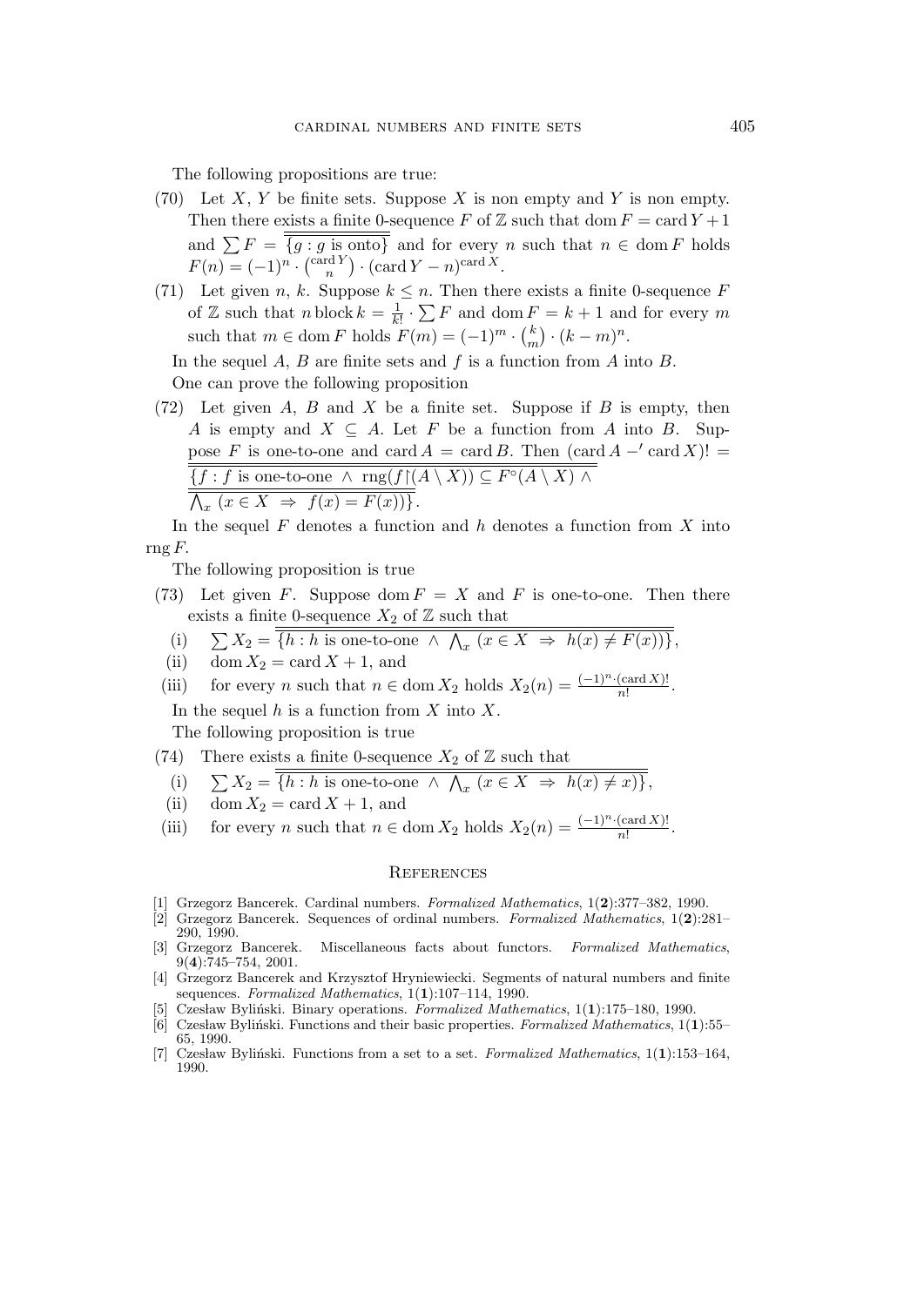The following propositions are true:

(70) Let $X$, $Y$ be finite sets. Suppose $X$ is non empty and $Y$ is non empty. Then there exists a finite 0-sequence $F$ of $\mathbb{Z}$ such that $\operatorname{dom} F = \operatorname{card} Y + 1$ and $\sum F = \overline{\overline{\{g : g \text{ is onto}\}}}$ and for every $n$ such that $n \in \operatorname{dom} F$ holds $F(n) = (-1)^n \cdot \binom{\operatorname{card} Y}{n} \cdot (\operatorname{card} Y - n)^{\operatorname{card} X}$.

(71) Let given $n$, $k$. Suppose $k \leq n$. Then there exists a finite 0-sequence $F$ of $\mathbb{Z}$ such that $n \operatorname{block} k = \frac{1}{k!} \cdot \sum F$ and $\operatorname{dom} F = k + 1$ and for every $m$ such that $m \in \operatorname{dom} F$ holds $F(m) = (-1)^m \cdot \binom{k}{m} \cdot (k - m)^n$.

In the sequel $A$, $B$ are finite sets and $f$ is a function from $A$ into $B$.

One can prove the following proposition

(72) Let given $A$, $B$ and $X$ be a finite set. Suppose if $B$ is empty, then $A$ is empty and $X \subseteq A$. Let $F$ be a function from $A$ into $B$. Suppose $F$ is one-to-one and $\operatorname{card} A = \operatorname{card} B$. Then $(\operatorname{card} A -' \operatorname{card} X)! = \overline{\overline{\{f : f \text{ is one-to-one } \wedge \operatorname{rng}(f \restriction (A \setminus X)) \subseteq F^\circ(A \setminus X) \wedge \bigwedge_x (x \in X \Rightarrow f(x) = F(x))\}}}$.

In the sequel $F$ denotes a function and $h$ denotes a function from $X$ into $\operatorname{rng} F$.

The following proposition is true

(73) Let given $F$. Suppose $\operatorname{dom} F = X$ and $F$ is one-to-one. Then there exists a finite 0-sequence $X_2$ of $\mathbb{Z}$ such that
   - (i) $\sum X_2 = \overline{\overline{\{h : h \text{ is one-to-one } \wedge \bigwedge_x (x \in X \Rightarrow h(x) \neq F(x))\}}}$,
   - (ii) $\operatorname{dom} X_2 = \operatorname{card} X + 1$, and
   - (iii) for every $n$ such that $n \in \operatorname{dom} X_2$ holds $X_2(n) = \frac{(-1)^n \cdot (\operatorname{card} X)!}{n!}$.

In the sequel $h$ is a function from $X$ into $X$.

The following proposition is true

(74) There exists a finite 0-sequence $X_2$ of $\mathbb{Z}$ such that
   - (i) $\sum X_2 = \overline{\overline{\{h : h \text{ is one-to-one } \wedge \bigwedge_x (x \in X \Rightarrow h(x) \neq x)\}}}$,
   - (ii) $\operatorname{dom} X_2 = \operatorname{card} X + 1$, and
   - (iii) for every $n$ such that $n \in \operatorname{dom} X_2$ holds $X_2(n) = \frac{(-1)^n \cdot (\operatorname{card} X)!}{n!}$.

## References

[1] Grzegorz Bancerek. Cardinal numbers. *Formalized Mathematics*, 1(**2**):377–382, 1990.

[2] Grzegorz Bancerek. Sequences of ordinal numbers. *Formalized Mathematics*, 1(**2**):281–290, 1990.

[3] Grzegorz Bancerek. Miscellaneous facts about functors. *Formalized Mathematics*, 9(**4**):745–754, 2001.

[4] Grzegorz Bancerek and Krzysztof Hryniewiecki. Segments of natural numbers and finite sequences. *Formalized Mathematics*, 1(**1**):107–114, 1990.

[5] Czesław Byliński. Binary operations. *Formalized Mathematics*, 1(**1**):175–180, 1990.

[6] Czesław Byliński. Functions and their basic properties. *Formalized Mathematics*, 1(**1**):55–65, 1990.

[7] Czesław Byliński. Functions from a set to a set. *Formalized Mathematics*, 1(**1**):153–164, 1990.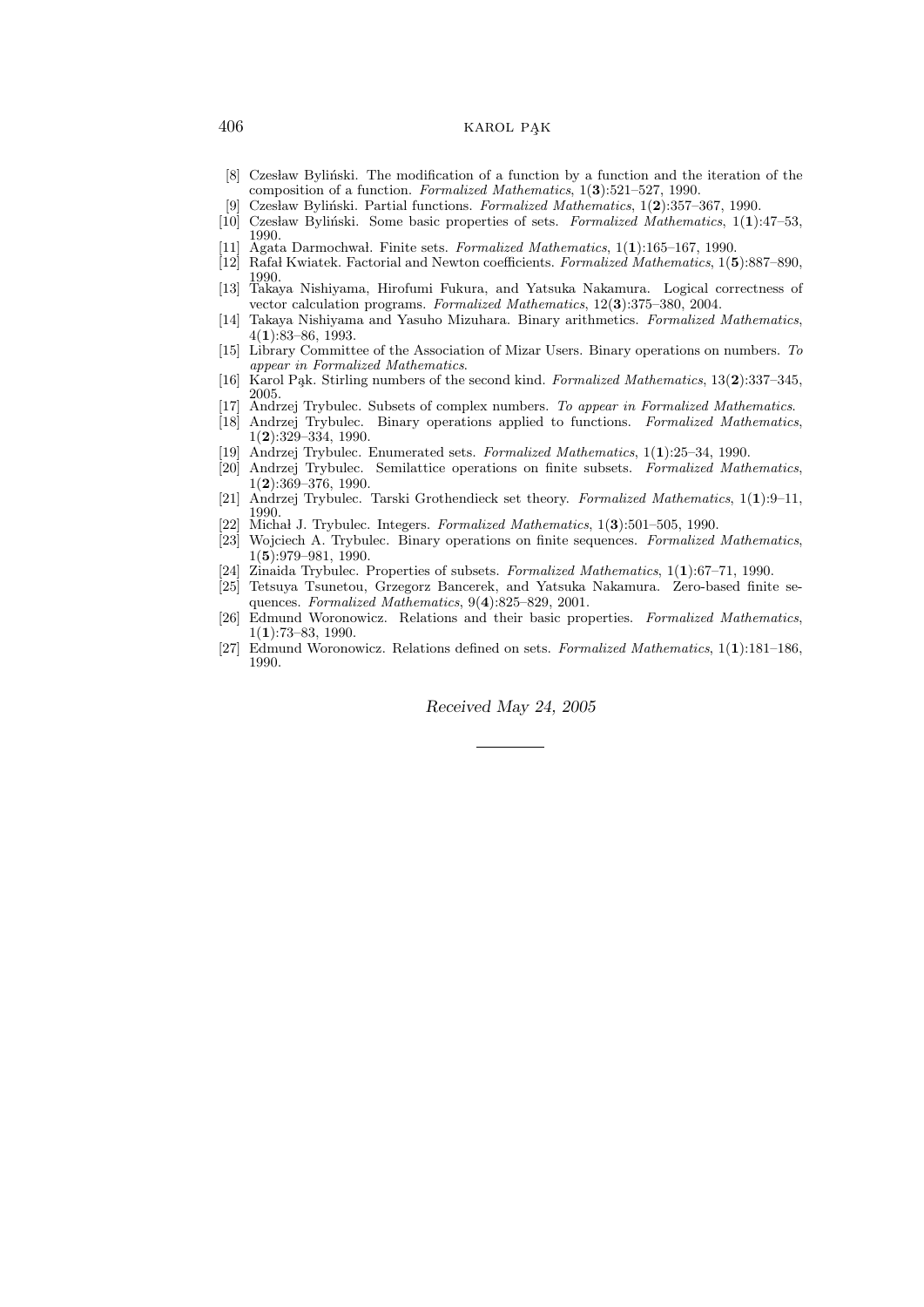[8] Czesław Byliński. The modification of a function by a function and the iteration of the composition of a function. *Formalized Mathematics*, 1(**3**):521–527, 1990.

[9] Czesław Byliński. Partial functions. *Formalized Mathematics*, 1(**2**):357–367, 1990.

[10] Czesław Byliński. Some basic properties of sets. *Formalized Mathematics*, 1(**1**):47–53, 1990.

[11] Agata Darmochwał. Finite sets. *Formalized Mathematics*, 1(**1**):165–167, 1990.

[12] Rafał Kwiatek. Factorial and Newton coefficients. *Formalized Mathematics*, 1(**5**):887–890, 1990.

[13] Takaya Nishiyama, Hirofumi Fukura, and Yatsuka Nakamura. Logical correctness of vector calculation programs. *Formalized Mathematics*, 12(**3**):375–380, 2004.

[14] Takaya Nishiyama and Yasuho Mizuhara. Binary arithmetics. *Formalized Mathematics*, 4(**1**):83–86, 1993.

[15] Library Committee of the Association of Mizar Users. Binary operations on numbers. *To appear in Formalized Mathematics*.

[16] Karol Pąk. Stirling numbers of the second kind. *Formalized Mathematics*, 13(**2**):337–345, 2005.

[17] Andrzej Trybulec. Subsets of complex numbers. *To appear in Formalized Mathematics*.

[18] Andrzej Trybulec. Binary operations applied to functions. *Formalized Mathematics*, 1(**2**):329–334, 1990.

[19] Andrzej Trybulec. Enumerated sets. *Formalized Mathematics*, 1(**1**):25–34, 1990.

[20] Andrzej Trybulec. Semilattice operations on finite subsets. *Formalized Mathematics*, 1(**2**):369–376, 1990.

[21] Andrzej Trybulec. Tarski Grothendieck set theory. *Formalized Mathematics*, 1(**1**):9–11, 1990.

[22] Michał J. Trybulec. Integers. *Formalized Mathematics*, 1(**3**):501–505, 1990.

[23] Wojciech A. Trybulec. Binary operations on finite sequences. *Formalized Mathematics*, 1(**5**):979–981, 1990.

[24] Zinaida Trybulec. Properties of subsets. *Formalized Mathematics*, 1(**1**):67–71, 1990.

[25] Tetsuya Tsunetou, Grzegorz Bancerek, and Yatsuka Nakamura. Zero-based finite sequences. *Formalized Mathematics*, 9(**4**):825–829, 2001.

[26] Edmund Woronowicz. Relations and their basic properties. *Formalized Mathematics*, 1(**1**):73–83, 1990.

[27] Edmund Woronowicz. Relations defined on sets. *Formalized Mathematics*, 1(**1**):181–186, 1990.

*Received May 24, 2005*